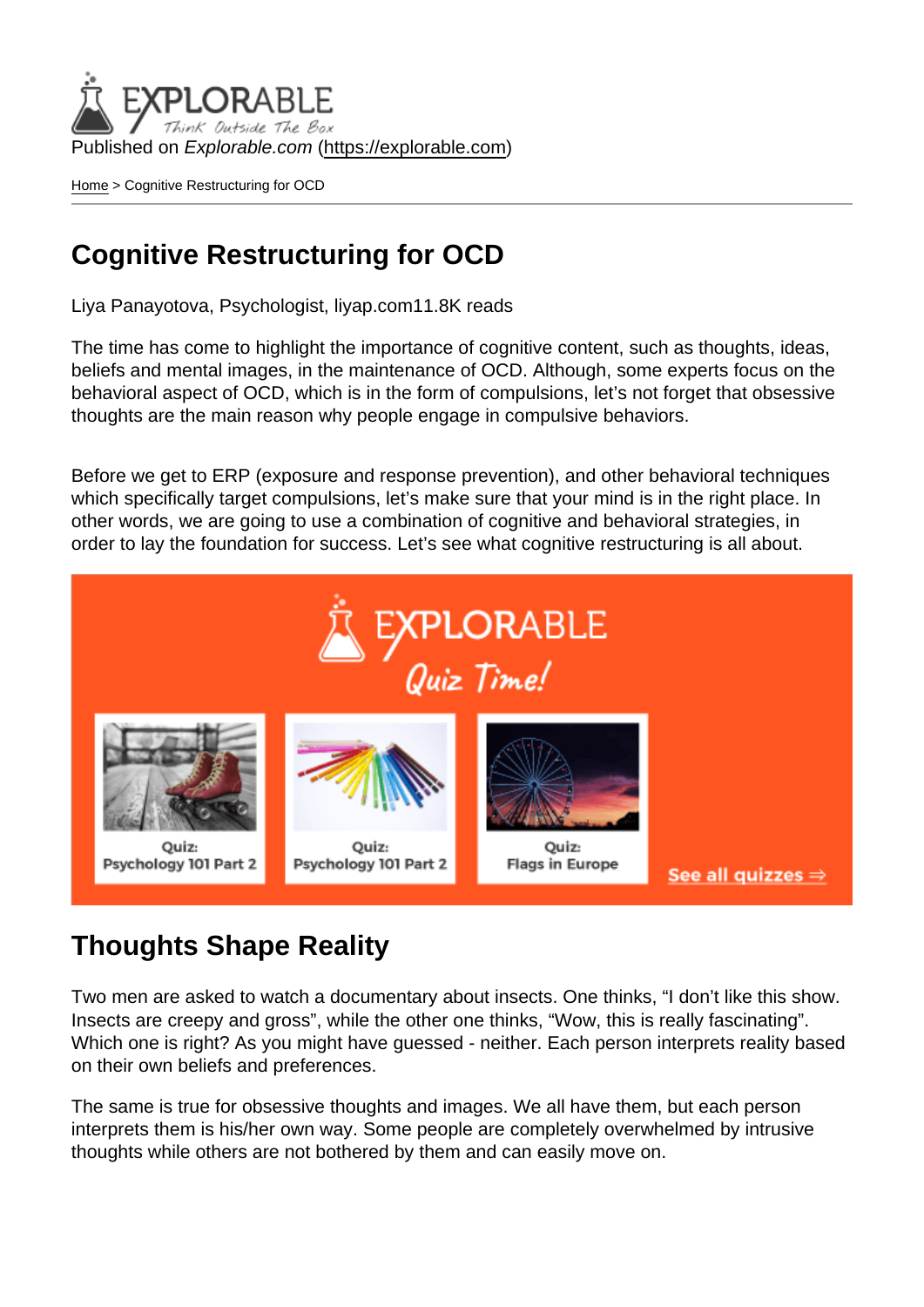Published on *Explorable.com* (https://explorable.com)

Home > Cognitive Restructuring for OCD

# Cognitive Restructuring for OCD

Liya Panayotova, Psychologist, liyap.com11.8K reads

The time has come to highlight the importance of cognitive content, such as thoughts, ideas, beliefs and mental images, in the maintenance of OCD. Although, some experts focus on the behavioral aspect of OCD, which is in the form of compulsions, let's not forget that obsessive thoughts are the main reason why people engage in compulsive behaviors.

Before we get to ERP (exposure and response prevention), and other behavioral techniques which specifically target compulsions, let's make sure that your mind is in the right place. In other words, we are going to use a combination of cognitive and behavioral strategies, in order to lay the foundation for success. Let's see what cognitive restructuring is all about.

## Thoughts Shape Reality

Two men are asked to watch a documentary about insects. One thinks, "I don't like this show. Insects are creepy and gross", while the other one thinks, "Wow, this is really fascinating". Which one is right? As you might have guessed - neither. Each person interprets reality based on their own beliefs and preferences.

The same is true for obsessive thoughts and images. We all have them, but each person interprets them is his/her own way. Some people are completely overwhelmed by intrusive thoughts while others are not bothered by them and can easily move on.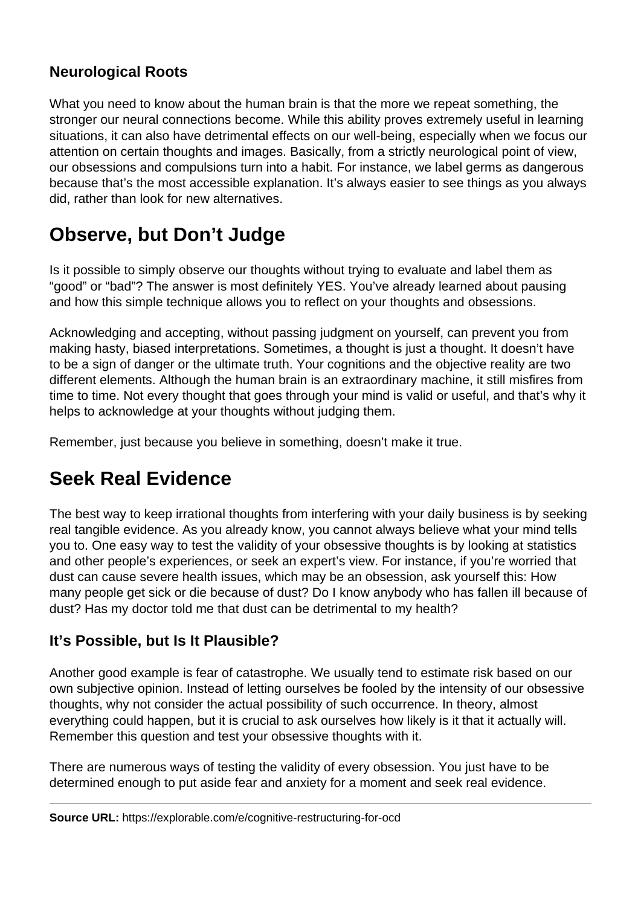### Neurological Roots

What you need to know about the human brain is that the more we repeat something, the stronger our neural connections become. While this ability proves extremely useful in learning situations, it can also have detrimental effects on our well-being, especially when we focus our attention on certain thoughts and images. Basically, from a strictly neurological point of view, our obsessions and compulsions turn into a habit. For instance, we label germs as dangerous because that's the most accessible explanation. It's always easier to see things as you always did, rather than look for new alternatives.

## Observe, but Don't Judge

Is it possible to simply observe our thoughts without trying to evaluate and label them as "good" or "bad"? The answer is most definitely YES. You've already learned about pausing and how this simple technique allows you to reflect on your thoughts and obsessions.

Acknowledging and accepting, without passing judgment on yourself, can prevent you from making hasty, biased interpretations. Sometimes, a thought is just a thought. It doesn't have to be a sign of danger or the ultimate truth. Your cognitions and the objective reality are two different elements. Although the human brain is an extraordinary machine, it still misfires from time to time. Not every thought that goes through your mind is valid or useful, and that's why it helps to acknowledge at your thoughts without judging them.

Remember, just because you believe in something, doesn't make it true.

## Seek Real Evidence

The best way to keep irrational thoughts from interfering with your daily business is by seeking real tangible evidence. As you already know, you cannot always believe what your mind tells you to. One easy way to test the validity of your obsessive thoughts is by looking at statistics and other people's experiences, or seek an expert's view. For instance, if you're worried that dust can cause severe health issues, which may be an obsession, ask yourself this: How many people get sick or die because of dust? Do I know anybody who has fallen ill because of dust? Has my doctor told me that dust can be detrimental to my health?

### It's Possible, but Is It Plausible?

Another good example is fear of catastrophe. We usually tend to estimate risk based on our own subjective opinion. Instead of letting ourselves be fooled by the intensity of our obsessive thoughts, why not consider the actual possibility of such occurrence. In theory, almost everything could happen, but it is crucial to ask ourselves how likely is it that it actually will. Remember this question and test your obsessive thoughts with it.

There are numerous ways of testing the validity of every obsession. You just have to be determined enough to put aside fear and anxiety for a moment and seek real evidence.

---

**Source URL:** https://explorable.com/e/cognitive-restructuring-for-ocd